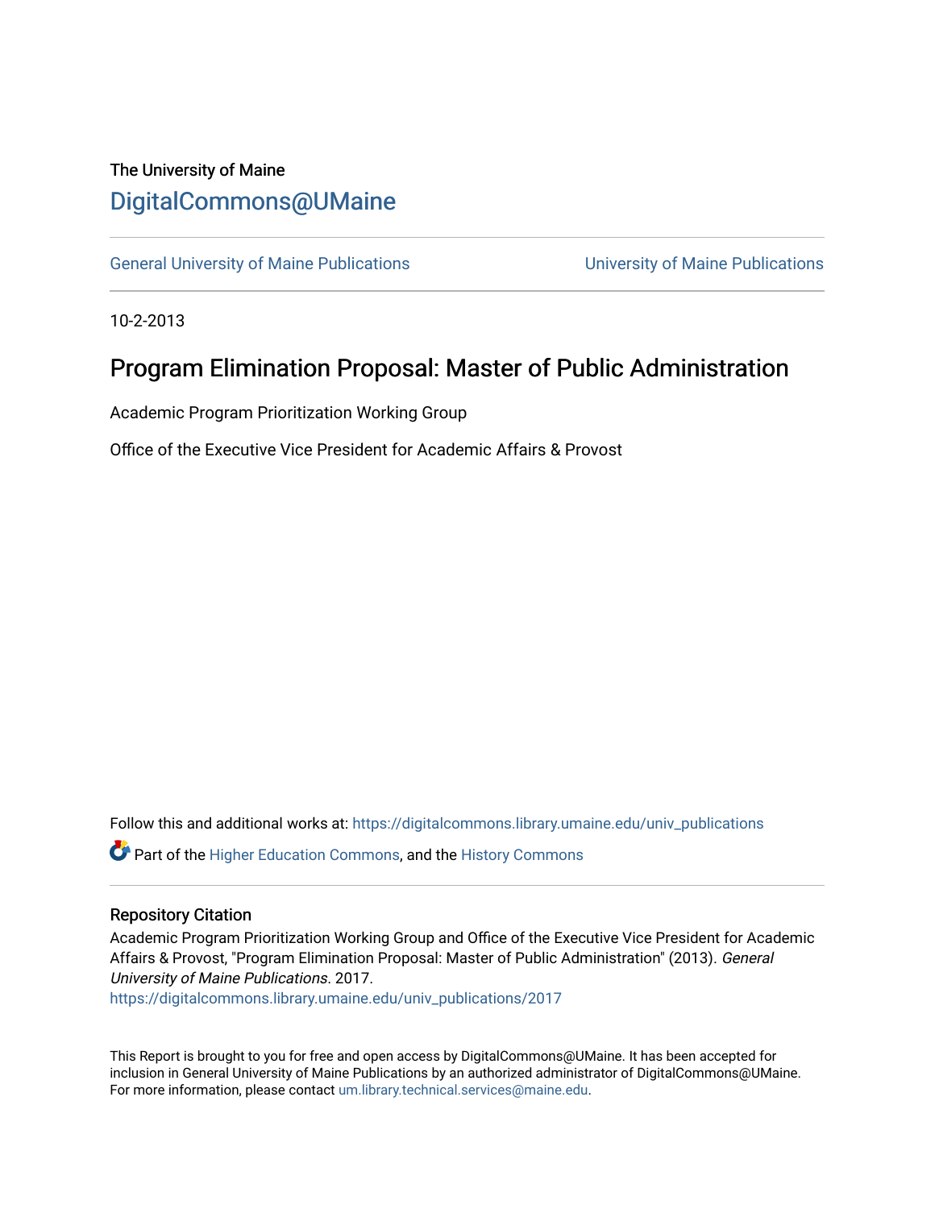The University of Maine

# DigitalCommons@UMaine

General University of Maine Publications | University of Maine Publications

10-2-2013

# Program Elimination Proposal: Master of Public Administration

Academic Program Prioritization Working Group

Office of the Executive Vice President for Academic Affairs & Provost

Follow this and additional works at: https://digitalcommons.library.umaine.edu/univ_publications

Part of the Higher Education Commons, and the History Commons

## Repository Citation

Academic Program Prioritization Working Group and Office of the Executive Vice President for Academic Affairs & Provost, "Program Elimination Proposal: Master of Public Administration" (2013). *General University of Maine Publications*. 2017.
https://digitalcommons.library.umaine.edu/univ_publications/2017

This Report is brought to you for free and open access by DigitalCommons@UMaine. It has been accepted for inclusion in General University of Maine Publications by an authorized administrator of DigitalCommons@UMaine. For more information, please contact um.library.technical.services@maine.edu.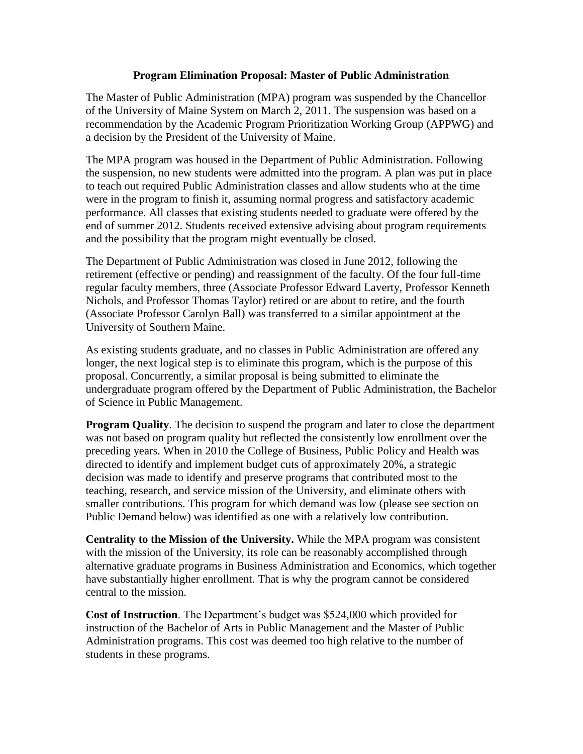**Program Elimination Proposal: Master of Public Administration**

The Master of Public Administration (MPA) program was suspended by the Chancellor of the University of Maine System on March 2, 2011. The suspension was based on a recommendation by the Academic Program Prioritization Working Group (APPWG) and a decision by the President of the University of Maine.

The MPA program was housed in the Department of Public Administration. Following the suspension, no new students were admitted into the program. A plan was put in place to teach out required Public Administration classes and allow students who at the time were in the program to finish it, assuming normal progress and satisfactory academic performance. All classes that existing students needed to graduate were offered by the end of summer 2012. Students received extensive advising about program requirements and the possibility that the program might eventually be closed.

The Department of Public Administration was closed in June 2012, following the retirement (effective or pending) and reassignment of the faculty. Of the four full-time regular faculty members, three (Associate Professor Edward Laverty, Professor Kenneth Nichols, and Professor Thomas Taylor) retired or are about to retire, and the fourth (Associate Professor Carolyn Ball) was transferred to a similar appointment at the University of Southern Maine.

As existing students graduate, and no classes in Public Administration are offered any longer, the next logical step is to eliminate this program, which is the purpose of this proposal. Concurrently, a similar proposal is being submitted to eliminate the undergraduate program offered by the Department of Public Administration, the Bachelor of Science in Public Management.

**Program Quality**. The decision to suspend the program and later to close the department was not based on program quality but reflected the consistently low enrollment over the preceding years. When in 2010 the College of Business, Public Policy and Health was directed to identify and implement budget cuts of approximately 20%, a strategic decision was made to identify and preserve programs that contributed most to the teaching, research, and service mission of the University, and eliminate others with smaller contributions. This program for which demand was low (please see section on Public Demand below) was identified as one with a relatively low contribution.

**Centrality to the Mission of the University.** While the MPA program was consistent with the mission of the University, its role can be reasonably accomplished through alternative graduate programs in Business Administration and Economics, which together have substantially higher enrollment. That is why the program cannot be considered central to the mission.

**Cost of Instruction**. The Department's budget was $524,000 which provided for instruction of the Bachelor of Arts in Public Management and the Master of Public Administration programs. This cost was deemed too high relative to the number of students in these programs.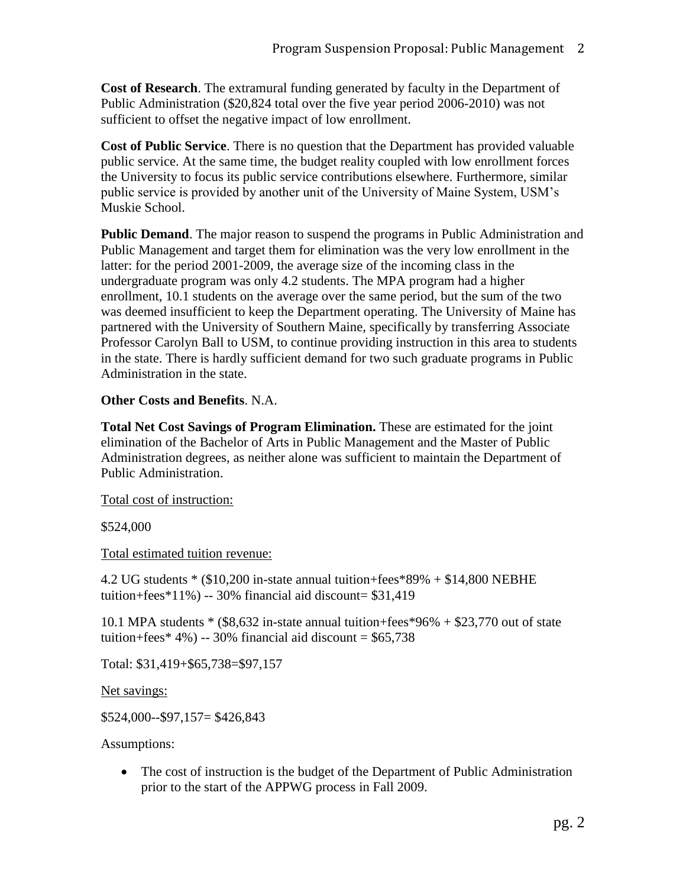**Cost of Research**. The extramural funding generated by faculty in the Department of Public Administration ($20,824 total over the five year period 2006-2010) was not sufficient to offset the negative impact of low enrollment.

**Cost of Public Service**. There is no question that the Department has provided valuable public service. At the same time, the budget reality coupled with low enrollment forces the University to focus its public service contributions elsewhere. Furthermore, similar public service is provided by another unit of the University of Maine System, USM's Muskie School.

**Public Demand**. The major reason to suspend the programs in Public Administration and Public Management and target them for elimination was the very low enrollment in the latter: for the period 2001-2009, the average size of the incoming class in the undergraduate program was only 4.2 students. The MPA program had a higher enrollment, 10.1 students on the average over the same period, but the sum of the two was deemed insufficient to keep the Department operating. The University of Maine has partnered with the University of Southern Maine, specifically by transferring Associate Professor Carolyn Ball to USM, to continue providing instruction in this area to students in the state. There is hardly sufficient demand for two such graduate programs in Public Administration in the state.

**Other Costs and Benefits**. N.A.

**Total Net Cost Savings of Program Elimination.** These are estimated for the joint elimination of the Bachelor of Arts in Public Management and the Master of Public Administration degrees, as neither alone was sufficient to maintain the Department of Public Administration.

Total cost of instruction:

$524,000

Total estimated tuition revenue:

4.2 UG students * ($10,200 in-state annual tuition+fees*89% + $14,800 NEBHE tuition+fees*11%) -- 30% financial aid discount= $31,419

10.1 MPA students * ($8,632 in-state annual tuition+fees*96% + $23,770 out of state tuition+fees* 4%) -- 30% financial aid discount = $65,738

Total: $31,419+$65,738=$97,157

Net savings:

$524,000--$97,157= $426,843

Assumptions:

- The cost of instruction is the budget of the Department of Public Administration prior to the start of the APPWG process in Fall 2009.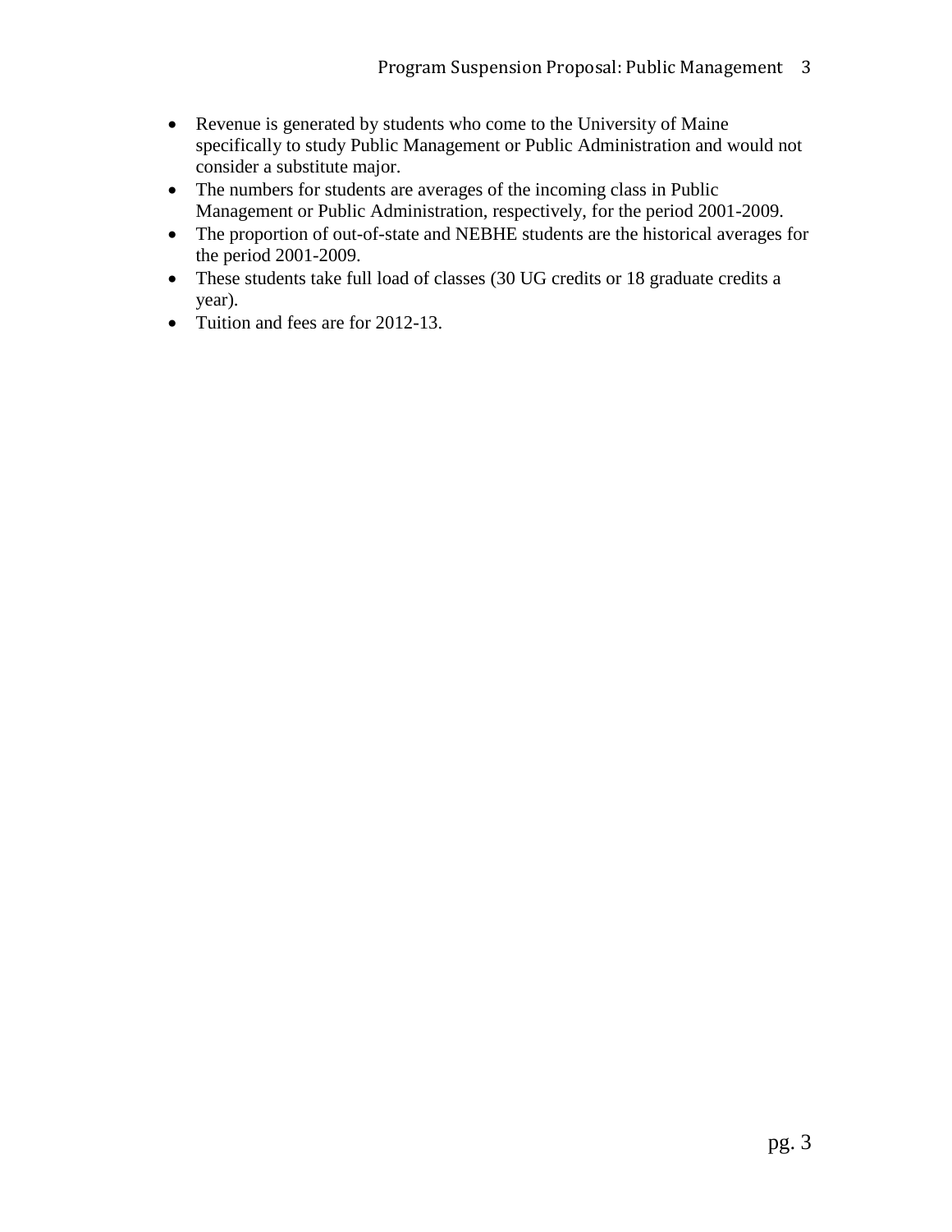- Revenue is generated by students who come to the University of Maine specifically to study Public Management or Public Administration and would not consider a substitute major.
- The numbers for students are averages of the incoming class in Public Management or Public Administration, respectively, for the period 2001-2009.
- The proportion of out-of-state and NEBHE students are the historical averages for the period 2001-2009.
- These students take full load of classes (30 UG credits or 18 graduate credits a year).
- Tuition and fees are for 2012-13.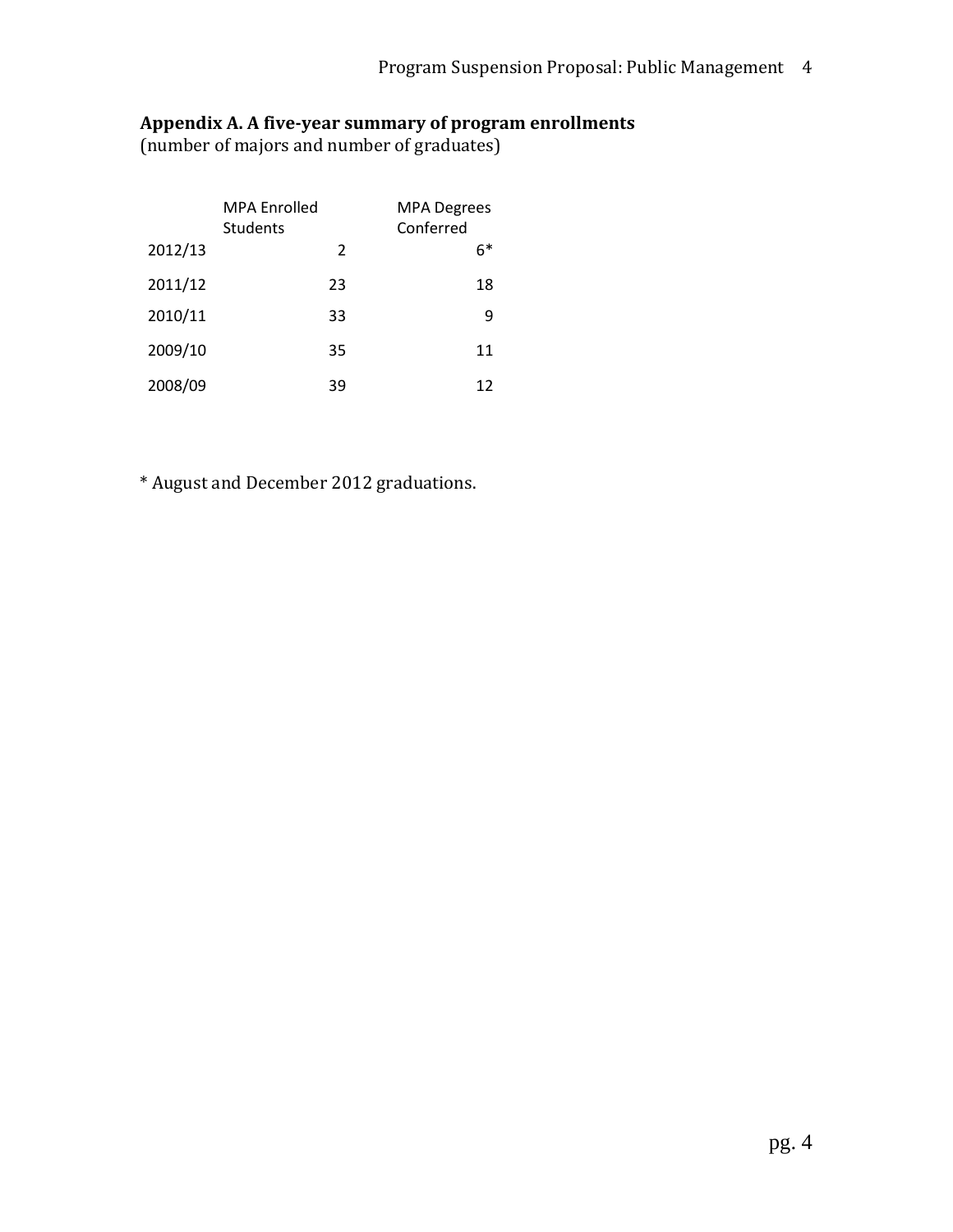**Appendix A. A five-year summary of program enrollments**
(number of majors and number of graduates)

| | MPA Enrolled Students | MPA Degrees Conferred |
|---|---|---|
| 2012/13 | 2 | 6* |
| 2011/12 | 23 | 18 |
| 2010/11 | 33 | 9 |
| 2009/10 | 35 | 11 |
| 2008/09 | 39 | 12 |

* August and December 2012 graduations.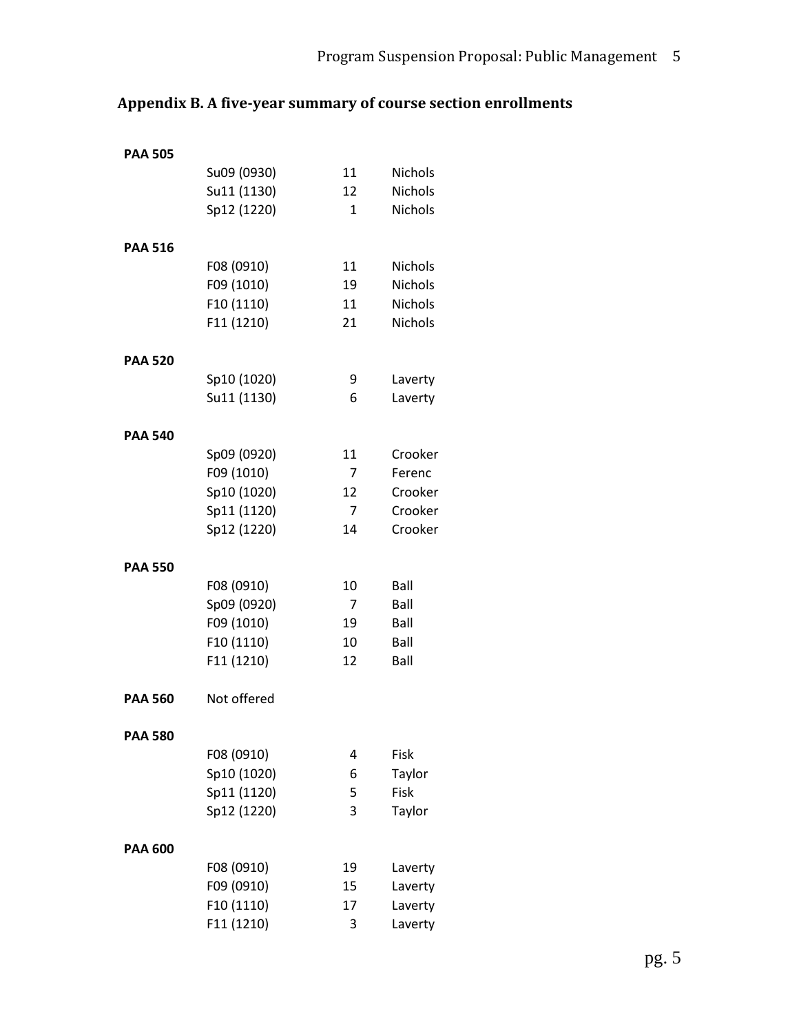## Appendix B. A five-year summary of course section enrollments

| | | | |
|---|---|---|---|
| **PAA 505** | | | |
| | Su09 (0930) | 11 | Nichols |
| | Su11 (1130) | 12 | Nichols |
| | Sp12 (1220) | 1 | Nichols |
| **PAA 516** | | | |
| | F08 (0910) | 11 | Nichols |
| | F09 (1010) | 19 | Nichols |
| | F10 (1110) | 11 | Nichols |
| | F11 (1210) | 21 | Nichols |
| **PAA 520** | | | |
| | Sp10 (1020) | 9 | Laverty |
| | Su11 (1130) | 6 | Laverty |
| **PAA 540** | | | |
| | Sp09 (0920) | 11 | Crooker |
| | F09 (1010) | 7 | Ferenc |
| | Sp10 (1020) | 12 | Crooker |
| | Sp11 (1120) | 7 | Crooker |
| | Sp12 (1220) | 14 | Crooker |
| **PAA 550** | | | |
| | F08 (0910) | 10 | Ball |
| | Sp09 (0920) | 7 | Ball |
| | F09 (1010) | 19 | Ball |
| | F10 (1110) | 10 | Ball |
| | F11 (1210) | 12 | Ball |
| **PAA 560** | Not offered | | |
| **PAA 580** | | | |
| | F08 (0910) | 4 | Fisk |
| | Sp10 (1020) | 6 | Taylor |
| | Sp11 (1120) | 5 | Fisk |
| | Sp12 (1220) | 3 | Taylor |
| **PAA 600** | | | |
| | F08 (0910) | 19 | Laverty |
| | F09 (0910) | 15 | Laverty |
| | F10 (1110) | 17 | Laverty |
| | F11 (1210) | 3 | Laverty |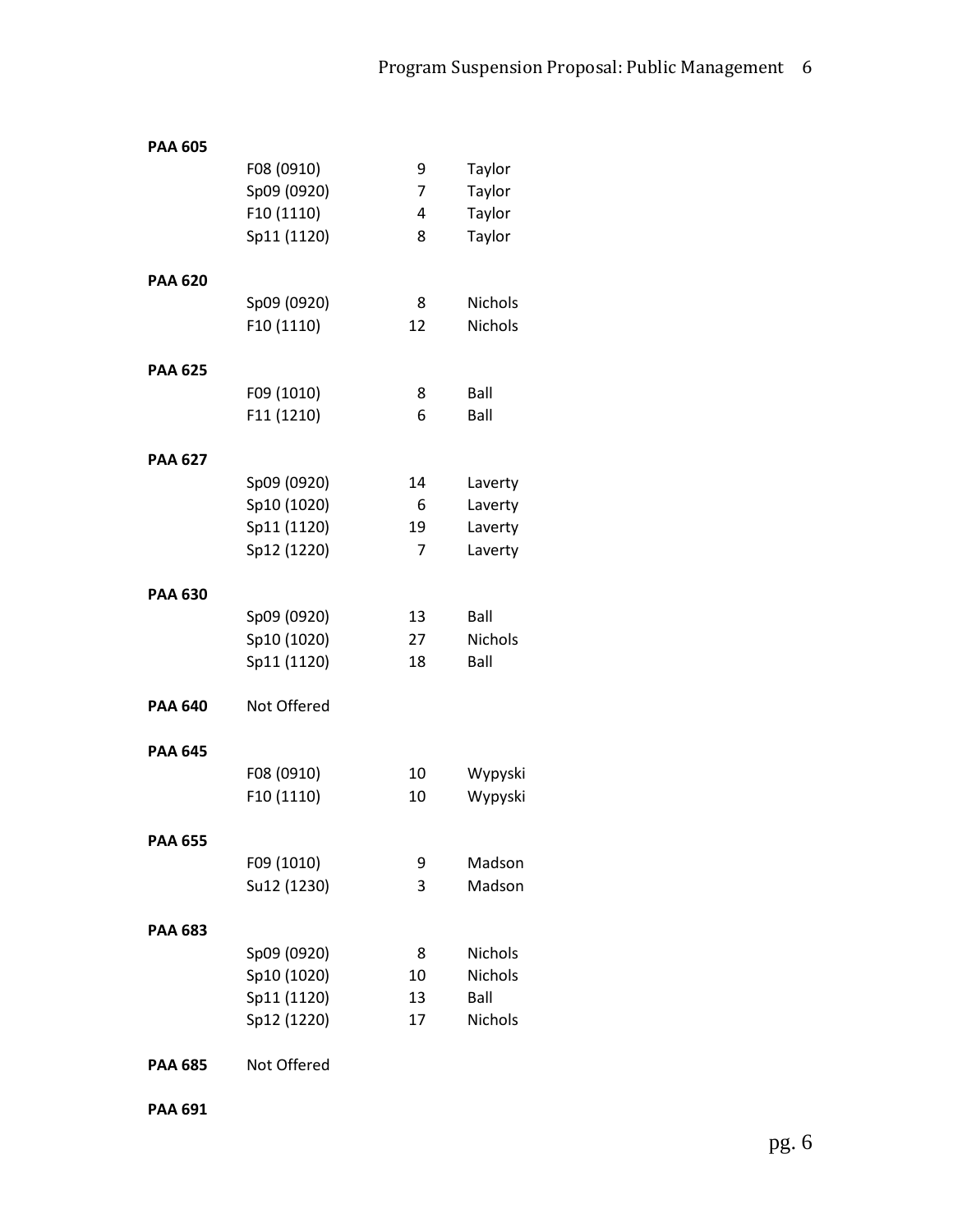| | | | |
|---|---|---|---|
| **PAA 605** | | | |
| | F08 (0910) | 9 | Taylor |
| | Sp09 (0920) | 7 | Taylor |
| | F10 (1110) | 4 | Taylor |
| | Sp11 (1120) | 8 | Taylor |
| **PAA 620** | | | |
| | Sp09 (0920) | 8 | Nichols |
| | F10 (1110) | 12 | Nichols |
| **PAA 625** | | | |
| | F09 (1010) | 8 | Ball |
| | F11 (1210) | 6 | Ball |
| **PAA 627** | | | |
| | Sp09 (0920) | 14 | Laverty |
| | Sp10 (1020) | 6 | Laverty |
| | Sp11 (1120) | 19 | Laverty |
| | Sp12 (1220) | 7 | Laverty |
| **PAA 630** | | | |
| | Sp09 (0920) | 13 | Ball |
| | Sp10 (1020) | 27 | Nichols |
| | Sp11 (1120) | 18 | Ball |
| **PAA 640** | Not Offered | | |
| **PAA 645** | | | |
| | F08 (0910) | 10 | Wypyski |
| | F10 (1110) | 10 | Wypyski |
| **PAA 655** | | | |
| | F09 (1010) | 9 | Madson |
| | Su12 (1230) | 3 | Madson |
| **PAA 683** | | | |
| | Sp09 (0920) | 8 | Nichols |
| | Sp10 (1020) | 10 | Nichols |
| | Sp11 (1120) | 13 | Ball |
| | Sp12 (1220) | 17 | Nichols |
| **PAA 685** | Not Offered | | |
| **PAA 691** | | | |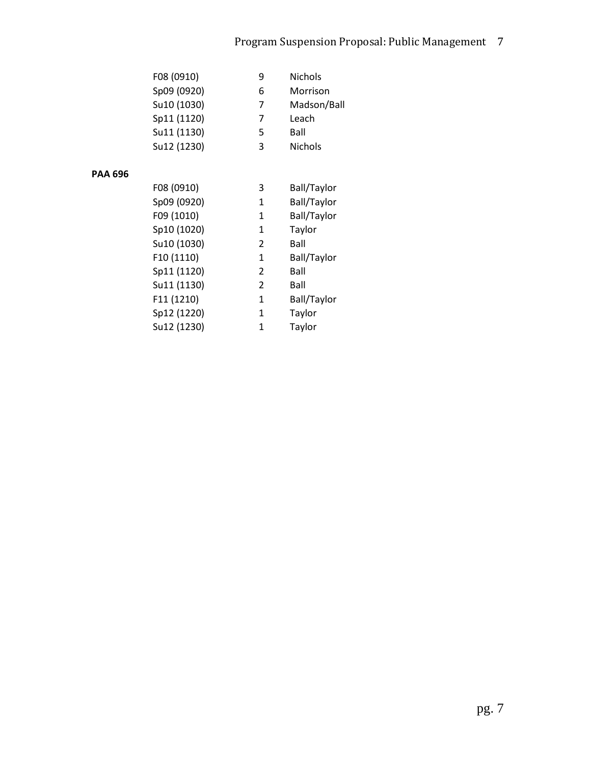| | | |
|---|---|---|
| F08 (0910) | 9 | Nichols |
| Sp09 (0920) | 6 | Morrison |
| Su10 (1030) | 7 | Madson/Ball |
| Sp11 (1120) | 7 | Leach |
| Su11 (1130) | 5 | Ball |
| Su12 (1230) | 3 | Nichols |

**PAA 696**

| | | |
|---|---|---|
| F08 (0910) | 3 | Ball/Taylor |
| Sp09 (0920) | 1 | Ball/Taylor |
| F09 (1010) | 1 | Ball/Taylor |
| Sp10 (1020) | 1 | Taylor |
| Su10 (1030) | 2 | Ball |
| F10 (1110) | 1 | Ball/Taylor |
| Sp11 (1120) | 2 | Ball |
| Su11 (1130) | 2 | Ball |
| F11 (1210) | 1 | Ball/Taylor |
| Sp12 (1220) | 1 | Taylor |
| Su12 (1230) | 1 | Taylor |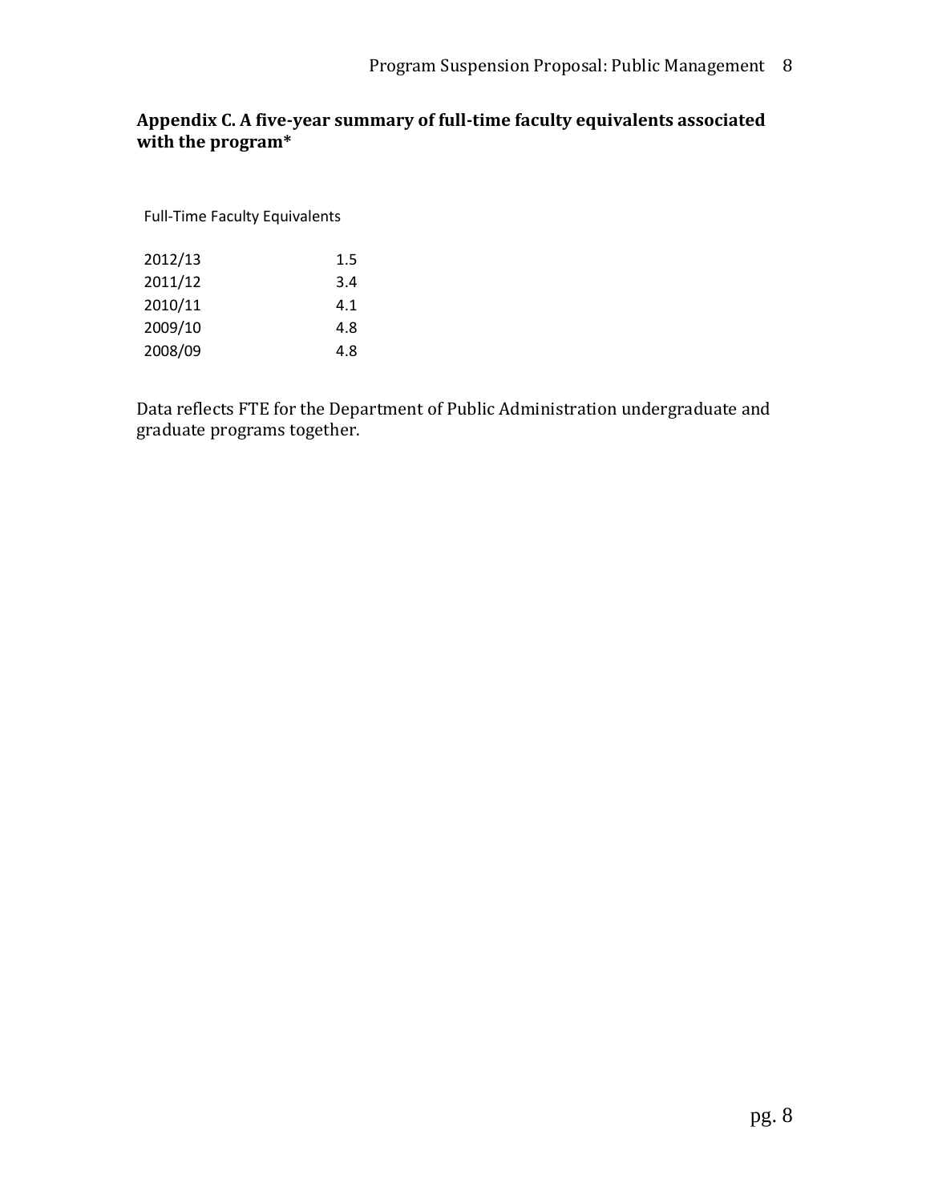### Appendix C. A five-year summary of full-time faculty equivalents associated with the program*

Full-Time Faculty Equivalents

| | |
|---|---|
| 2012/13 | 1.5 |
| 2011/12 | 3.4 |
| 2010/11 | 4.1 |
| 2009/10 | 4.8 |
| 2008/09 | 4.8 |

Data reflects FTE for the Department of Public Administration undergraduate and graduate programs together.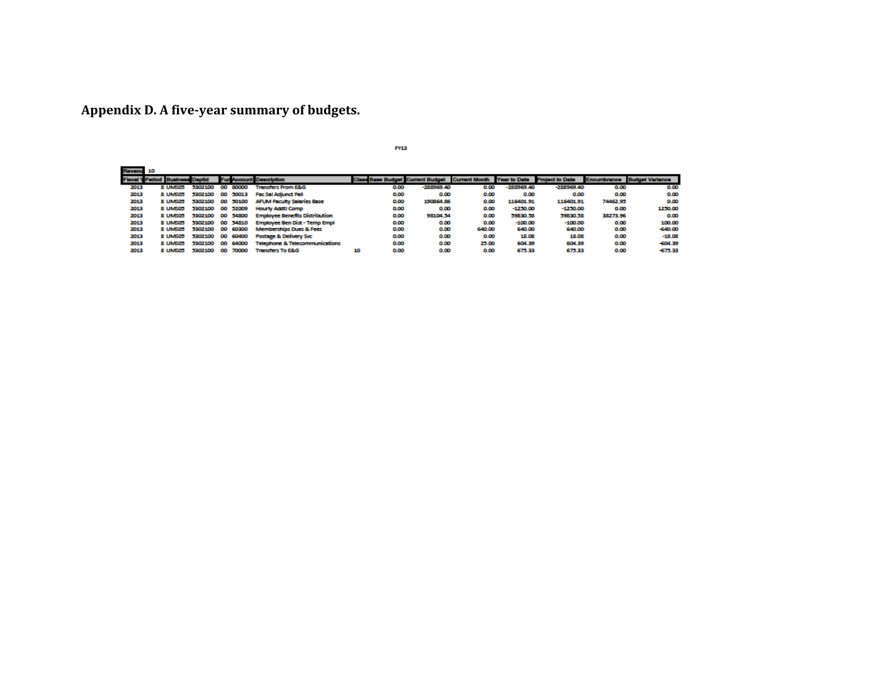## Appendix D. A five-year summary of budgets.

FY13

| Revenu | 10 | | | | | | | | | | | | | |
|---|---|---|---|---|---|---|---|---|---|---|---|---|---|---|
| Fiscal Y | Period | Business | DeptId | Fur | Account | Description | Class | Base Budget | Current Budget | Current Month | Year to Date | Project to Date | Encumbrance | Budget Variance |
| 2013 | 8 | UMS05 | 5302100 | 00 | 80000 | Transfers From E&G | | 0.00 | -288969.40 | 0.00 | -288969.40 | -288969.40 | 0.00 | 0.00 |
| 2013 | 8 | UMS05 | 5302100 | 00 | 50013 | Fac Sal Adjunct Fall | | 0.00 | 0.00 | 0.00 | 0.00 | 0.00 | 0.00 | 0.00 |
| 2013 | 8 | UMS05 | 5302100 | 00 | 50100 | AFUM Faculty Salaries Base | | 0.00 | 190864.86 | 0.00 | 116401.91 | 116401.91 | 74462.95 | 0.00 |
| 2013 | 8 | UMS05 | 5302100 | 00 | 52009 | Hourly Addtl Comp | | 0.00 | 0.00 | 0.00 | -1250.00 | -1250.00 | 0.00 | 1250.00 |
| 2013 | 8 | UMS05 | 5302100 | 00 | 54800 | Employee Benefits Distribution | | 0.00 | 98104.54 | 0.00 | 59830.58 | 59830.58 | 38273.96 | 0.00 |
| 2013 | 8 | UMS05 | 5302100 | 00 | 54810 | Employee Ben Dist - Temp Empl | | 0.00 | 0.00 | 0.00 | -100.00 | -100.00 | 0.00 | 100.00 |
| 2013 | 8 | UMS05 | 5302100 | 00 | 60300 | Memberships Dues & Fees | | 0.00 | 0.00 | 640.00 | 640.00 | 640.00 | 0.00 | -640.00 |
| 2013 | 8 | UMS05 | 5302100 | 00 | 60400 | Postage & Delivery Svc | | 0.00 | 0.00 | 0.00 | 18.08 | 18.08 | 0.00 | -18.08 |
| 2013 | 8 | UMS05 | 5302100 | 00 | 64000 | Telephone & Telecommunications | | 0.00 | 0.00 | 25.00 | 604.39 | 604.39 | 0.00 | -604.39 |
| 2013 | 8 | UMS05 | 5302100 | 00 | 70000 | Transfers To E&G | 10 | 0.00 | 0.00 | 0.00 | 675.33 | 675.33 | 0.00 | -675.33 |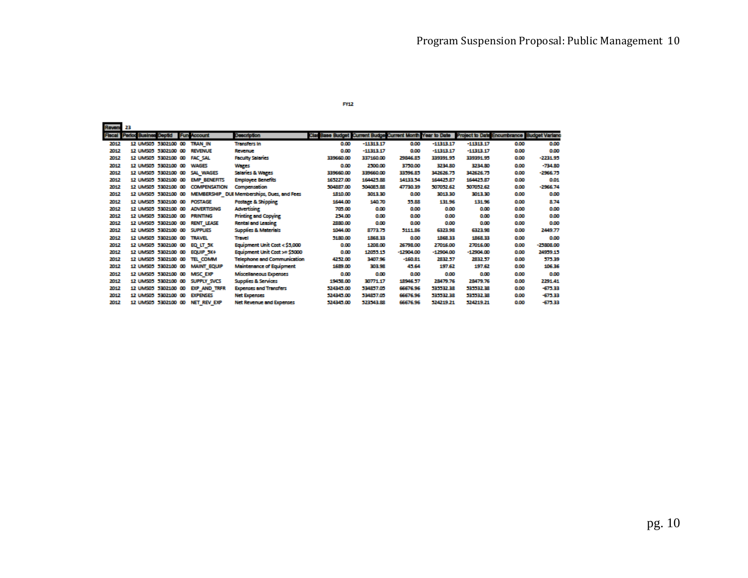FY12

| Revenu | 23 | | | | | | | | | | | | | |
|---|---|---|---|---|---|---|---|---|---|---|---|---|---|---|
| Fiscal | Period | Business | DeptId | Fund | Account | Description | Class | Base Budget | Current Budget | Current Month | Year to Date | Project to Date | Encumbrance | Budget Variance |
| 2012 | 12 | UMS05 | 5302100 | 00 | TRAN_IN | Transfers In | | 0.00 | -11313.17 | 0.00 | -11313.17 | -11313.17 | 0.00 | 0.00 |
| 2012 | 12 | UMS05 | 5302100 | 00 | REVENUE | Revenue | | 0.00 | -11313.17 | 0.00 | -11313.17 | -11313.17 | 0.00 | 0.00 |
| 2012 | 12 | UMS05 | 5302100 | 00 | FAC_SAL | Faculty Salaries | | 339660.00 | 337160.00 | 29846.85 | 339391.95 | 339391.95 | 0.00 | -2231.95 |
| 2012 | 12 | UMS05 | 5302100 | 00 | WAGES | Wages | | 0.00 | 2500.00 | 3750.00 | 3234.80 | 3234.80 | 0.00 | -734.80 |
| 2012 | 12 | UMS05 | 5302100 | 00 | SAL_WAGES | Salaries & Wages | | 339660.00 | 339660.00 | 33596.85 | 342626.75 | 342626.75 | 0.00 | -2966.75 |
| 2012 | 12 | UMS05 | 5302100 | 00 | EMP_BENEFITS | Employee Benefits | | 165227.00 | 164425.88 | 14133.54 | 164425.87 | 164425.87 | 0.00 | 0.01 |
| 2012 | 12 | UMS05 | 5302100 | 00 | COMPENSATION | Compensation | | 504887.00 | 504085.88 | 47730.39 | 507052.62 | 507052.62 | 0.00 | -2966.74 |
| 2012 | 12 | UMS05 | 5302100 | 00 | MEMBERSHIP_DUE | Memberships, Dues, and Fees | | 1810.00 | 3013.30 | 0.00 | 3013.30 | 3013.30 | 0.00 | 0.00 |
| 2012 | 12 | UMS05 | 5302100 | 00 | POSTAGE | Postage & Shipping | | 1644.00 | 140.70 | 55.88 | 131.96 | 131.96 | 0.00 | 8.74 |
| 2012 | 12 | UMS05 | 5302100 | 00 | ADVERTISING | Advertising | | 705.00 | 0.00 | 0.00 | 0.00 | 0.00 | 0.00 | 0.00 |
| 2012 | 12 | UMS05 | 5302100 | 00 | PRINTING | Printing and Copying | | 254.00 | 0.00 | 0.00 | 0.00 | 0.00 | 0.00 | 0.00 |
| 2012 | 12 | UMS05 | 5302100 | 00 | RENT_LEASE | Rental and Leasing | | 2880.00 | 0.00 | 0.00 | 0.00 | 0.00 | 0.00 | 0.00 |
| 2012 | 12 | UMS05 | 5302100 | 00 | SUPPLIES | Supplies & Materials | | 1044.00 | 8773.75 | 5111.86 | 6323.98 | 6323.98 | 0.00 | 2449.77 |
| 2012 | 12 | UMS05 | 5302100 | 00 | TRAVEL | Travel | | 5180.00 | 1868.33 | 0.00 | 1868.33 | 1868.33 | 0.00 | 0.00 |
| 2012 | 12 | UMS05 | 5302100 | 00 | EQ_LT_5K | Equipment Unit Cost < $5,000 | | 0.00 | 1208.00 | 26798.00 | 27016.00 | 27016.00 | 0.00 | -25808.00 |
| 2012 | 12 | UMS05 | 5302100 | 00 | EQUIP_5K+ | Equipment Unit Cost >= $5000 | | 0.00 | 12055.15 | -12904.00 | -12904.00 | -12904.00 | 0.00 | 24959.15 |
| 2012 | 12 | UMS05 | 5302100 | 00 | TEL_COMM | Telephone and Communication | | 4252.00 | 3407.96 | -160.81 | 2832.57 | 2832.57 | 0.00 | 575.39 |
| 2012 | 12 | UMS05 | 5302100 | 00 | MAINT_EQUIP | Maintenance of Equipment | | 1689.00 | 303.98 | 45.64 | 197.62 | 197.62 | 0.00 | 106.36 |
| 2012 | 12 | UMS05 | 5302100 | 00 | MISC_EXP | Miscellaneous Expenses | | 0.00 | 0.00 | 0.00 | 0.00 | 0.00 | 0.00 | 0.00 |
| 2012 | 12 | UMS05 | 5302100 | 00 | SUPPLY_SVCS | Supplies & Services | | 19458.00 | 30771.17 | 18946.57 | 28479.76 | 28479.76 | 0.00 | 2291.41 |
| 2012 | 12 | UMS05 | 5302100 | 00 | EXP_AND_TRFR | Expenses and Transfers | | 524345.00 | 534857.05 | 66676.96 | 535532.38 | 535532.38 | 0.00 | -675.33 |
| 2012 | 12 | UMS05 | 5302100 | 00 | EXPENSES | Net Expenses | | 524345.00 | 534857.05 | 66676.96 | 535532.38 | 535532.38 | 0.00 | -675.33 |
| 2012 | 12 | UMS05 | 5302100 | 00 | NET_REV_EXP | Net Revenue and Expenses | | 524345.00 | 523543.88 | 66676.96 | 524219.21 | 524219.21 | 0.00 | -675.33 |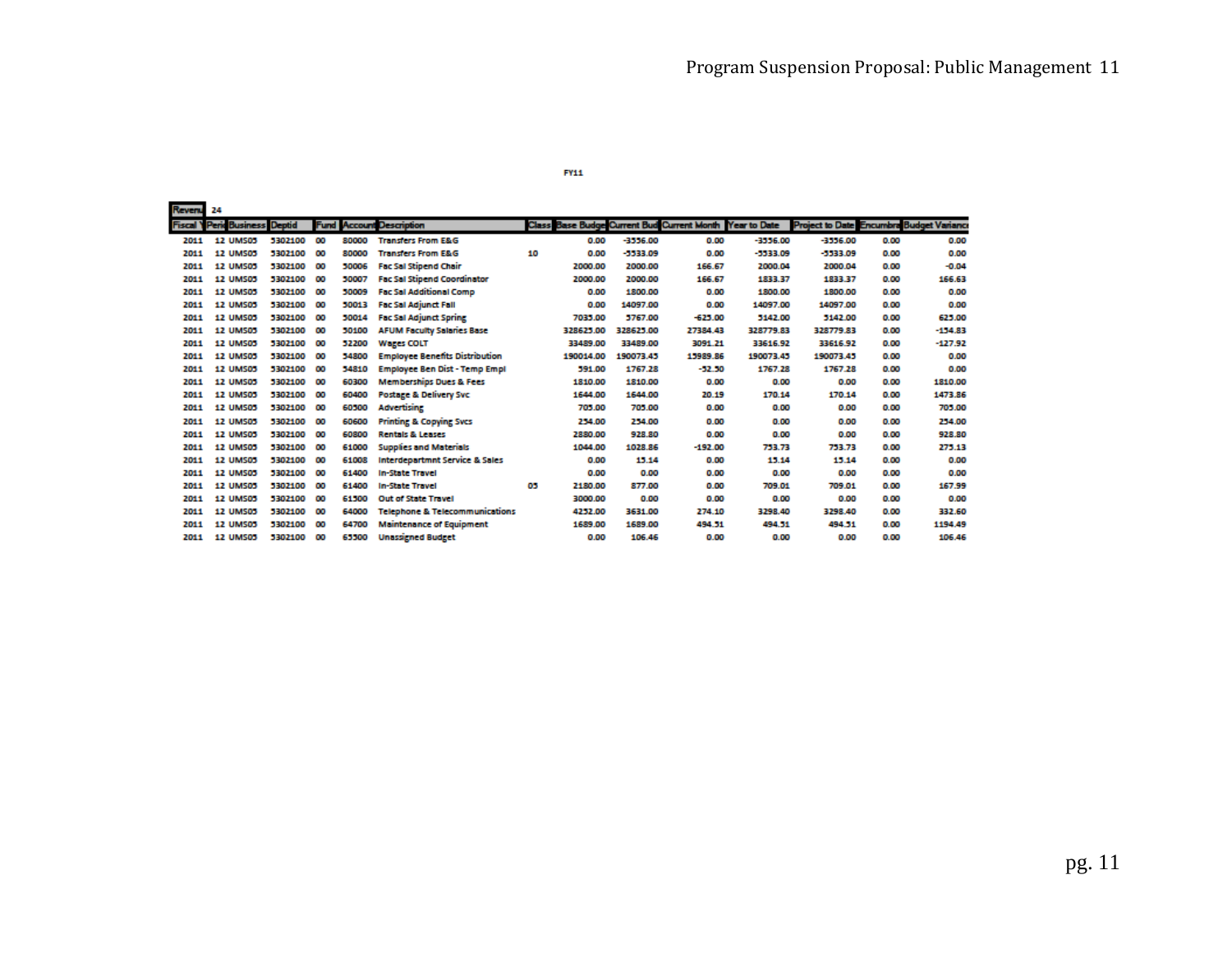FY11

| Revenu | 24 | | | | | | | | | | | | | |
|---|---|---|---|---|---|---|---|---|---|---|---|---|---|---|
| Fiscal Y | Peri | Business | Deptid | Fund | Account | Description | Class | Base Budge | Current Bud | Current Month | Year to Date | Project to Date | Encumbra | Budget Variance |
| 2011 | 12 | UMS05 | 5302100 | 00 | 80000 | Transfers From E&G | | 0.00 | -3556.00 | 0.00 | -3556.00 | -3556.00 | 0.00 | 0.00 |
| 2011 | 12 | UMS05 | 5302100 | 00 | 80000 | Transfers From E&G | 10 | 0.00 | -5533.09 | 0.00 | -5533.09 | -5533.09 | 0.00 | 0.00 |
| 2011 | 12 | UMS05 | 5302100 | 00 | 50006 | Fac Sal Stipend Chair | | 2000.00 | 2000.00 | 166.67 | 2000.04 | 2000.04 | 0.00 | -0.04 |
| 2011 | 12 | UMS05 | 5302100 | 00 | 50007 | Fac Sal Stipend Coordinator | | 2000.00 | 2000.00 | 166.67 | 1833.37 | 1833.37 | 0.00 | 166.63 |
| 2011 | 12 | UMS05 | 5302100 | 00 | 50009 | Fac Sal Additional Comp | | 0.00 | 1800.00 | 0.00 | 1800.00 | 1800.00 | 0.00 | 0.00 |
| 2011 | 12 | UMS05 | 5302100 | 00 | 50013 | Fac Sal Adjunct Fall | | 0.00 | 14097.00 | 0.00 | 14097.00 | 14097.00 | 0.00 | 0.00 |
| 2011 | 12 | UMS05 | 5302100 | 00 | 50014 | Fac Sal Adjunct Spring | | 7035.00 | 5767.00 | -625.00 | 5142.00 | 5142.00 | 0.00 | 625.00 |
| 2011 | 12 | UMS05 | 5302100 | 00 | 50100 | AFUM Faculty Salaries Base | | 328625.00 | 328625.00 | 27384.43 | 328779.83 | 328779.83 | 0.00 | -154.83 |
| 2011 | 12 | UMS05 | 5302100 | 00 | 52200 | Wages COLT | | 33489.00 | 33489.00 | 3091.21 | 33616.92 | 33616.92 | 0.00 | -127.92 |
| 2011 | 12 | UMS05 | 5302100 | 00 | 54800 | Employee Benefits Distribution | | 190014.00 | 190073.45 | 15989.86 | 190073.45 | 190073.45 | 0.00 | 0.00 |
| 2011 | 12 | UMS05 | 5302100 | 00 | 54810 | Employee Ben Dist - Temp Empl | | 591.00 | 1767.28 | -52.50 | 1767.28 | 1767.28 | 0.00 | 0.00 |
| 2011 | 12 | UMS05 | 5302100 | 00 | 60300 | Memberships Dues & Fees | | 1810.00 | 1810.00 | 0.00 | 0.00 | 0.00 | 0.00 | 1810.00 |
| 2011 | 12 | UMS05 | 5302100 | 00 | 60400 | Postage & Delivery Svc | | 1644.00 | 1644.00 | 20.19 | 170.14 | 170.14 | 0.00 | 1473.86 |
| 2011 | 12 | UMS05 | 5302100 | 00 | 60500 | Advertising | | 705.00 | 705.00 | 0.00 | 0.00 | 0.00 | 0.00 | 705.00 |
| 2011 | 12 | UMS05 | 5302100 | 00 | 60600 | Printing & Copying Svcs | | 254.00 | 254.00 | 0.00 | 0.00 | 0.00 | 0.00 | 254.00 |
| 2011 | 12 | UMS05 | 5302100 | 00 | 60800 | Rentals & Leases | | 2880.00 | 928.80 | 0.00 | 0.00 | 0.00 | 0.00 | 928.80 |
| 2011 | 12 | UMS05 | 5302100 | 00 | 61000 | Supplies and Materials | | 1044.00 | 1028.86 | -192.00 | 753.73 | 753.73 | 0.00 | 275.13 |
| 2011 | 12 | UMS05 | 5302100 | 00 | 61008 | Interdepartmnt Service & Sales | | 0.00 | 15.14 | 0.00 | 15.14 | 15.14 | 0.00 | 0.00 |
| 2011 | 12 | UMS05 | 5302100 | 00 | 61400 | In-State Travel | | 0.00 | 0.00 | 0.00 | 0.00 | 0.00 | 0.00 | 0.00 |
| 2011 | 12 | UMS05 | 5302100 | 00 | 61400 | In-State Travel | 05 | 2180.00 | 877.00 | 0.00 | 709.01 | 709.01 | 0.00 | 167.99 |
| 2011 | 12 | UMS05 | 5302100 | 00 | 61500 | Out of State Travel | | 3000.00 | 0.00 | 0.00 | 0.00 | 0.00 | 0.00 | 0.00 |
| 2011 | 12 | UMS05 | 5302100 | 00 | 64000 | Telephone & Telecommunications | | 4252.00 | 3631.00 | 274.10 | 3298.40 | 3298.40 | 0.00 | 332.60 |
| 2011 | 12 | UMS05 | 5302100 | 00 | 64700 | Maintenance of Equipment | | 1689.00 | 1689.00 | 494.51 | 494.51 | 494.51 | 0.00 | 1194.49 |
| 2011 | 12 | UMS05 | 5302100 | 00 | 65500 | Unassigned Budget | | 0.00 | 106.46 | 0.00 | 0.00 | 0.00 | 0.00 | 106.46 |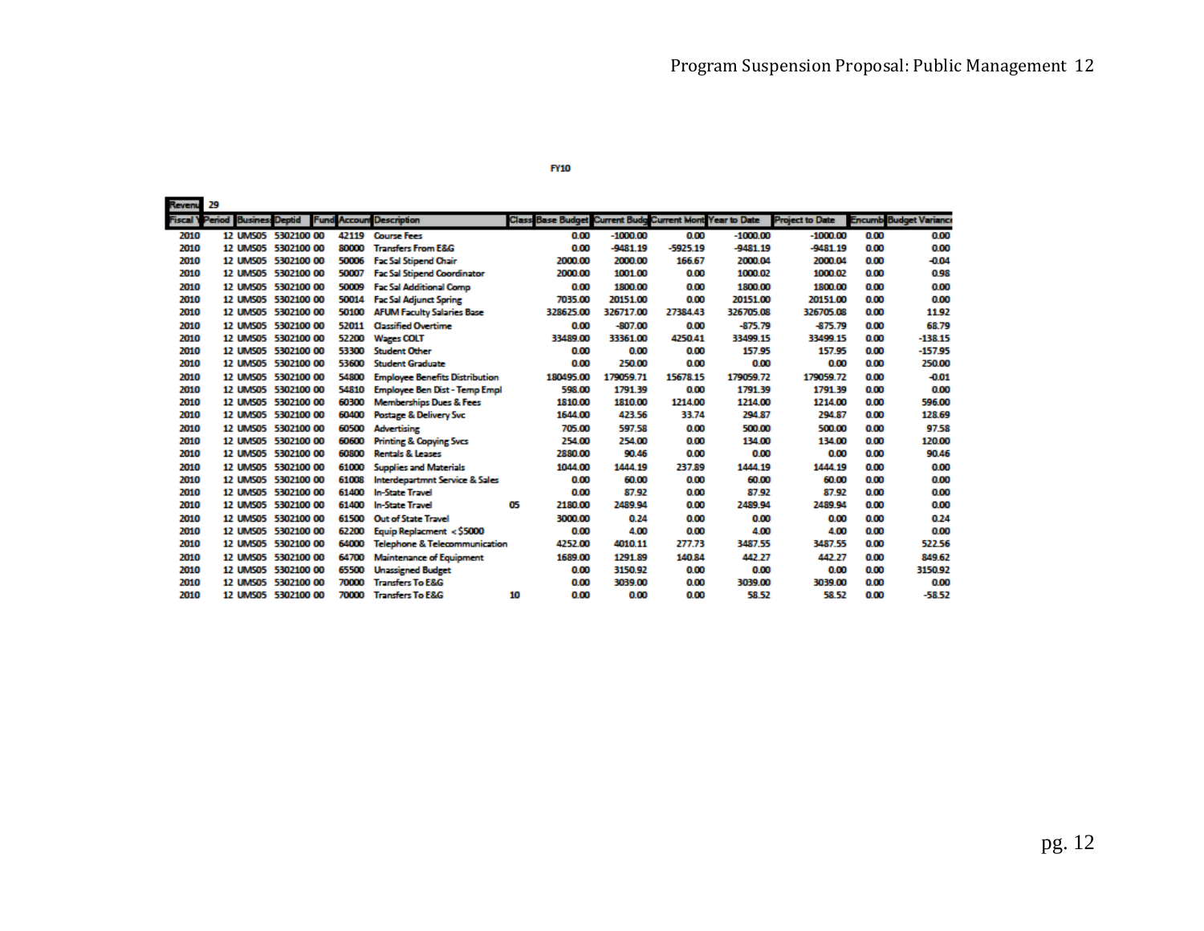FY10

| Revenu | 29 | | | | | | | | | | | | | |
|---|---|---|---|---|---|---|---|---|---|---|---|---|---|---|
| Fiscal Y | Period | Busines | Deptid | Fund | Account | Description | Class | Base Budget | Current Budg | Current Mont | Year to Date | Project to Date | Encumb | Budget Variance |
| 2010 | 12 | UMS05 | 5302100 | 00 | 42119 | Course Fees | | 0.00 | -1000.00 | 0.00 | -1000.00 | -1000.00 | 0.00 | 0.00 |
| 2010 | 12 | UMS05 | 5302100 | 00 | 80000 | Transfers From E&G | | 0.00 | -9481.19 | -5925.19 | -9481.19 | -9481.19 | 0.00 | 0.00 |
| 2010 | 12 | UMS05 | 5302100 | 00 | 50006 | Fac Sal Stipend Chair | | 2000.00 | 2000.00 | 166.67 | 2000.04 | 2000.04 | 0.00 | -0.04 |
| 2010 | 12 | UMS05 | 5302100 | 00 | 50007 | Fac Sal Stipend Coordinator | | 2000.00 | 1001.00 | 0.00 | 1000.02 | 1000.02 | 0.00 | 0.98 |
| 2010 | 12 | UMS05 | 5302100 | 00 | 50009 | Fac Sal Additional Comp | | 0.00 | 1800.00 | 0.00 | 1800.00 | 1800.00 | 0.00 | 0.00 |
| 2010 | 12 | UMS05 | 5302100 | 00 | 50014 | Fac Sal Adjunct Spring | | 7035.00 | 20151.00 | 0.00 | 20151.00 | 20151.00 | 0.00 | 0.00 |
| 2010 | 12 | UMS05 | 5302100 | 00 | 50100 | AFUM Faculty Salaries Base | | 328625.00 | 326717.00 | 27384.43 | 326705.08 | 326705.08 | 0.00 | 11.92 |
| 2010 | 12 | UMS05 | 5302100 | 00 | 52011 | Classified Overtime | | 0.00 | -807.00 | 0.00 | -875.79 | -875.79 | 0.00 | 68.79 |
| 2010 | 12 | UMS05 | 5302100 | 00 | 52200 | Wages COLT | | 33489.00 | 33361.00 | 4250.41 | 33499.15 | 33499.15 | 0.00 | -138.15 |
| 2010 | 12 | UMS05 | 5302100 | 00 | 53300 | Student Other | | 0.00 | 0.00 | 0.00 | 157.95 | 157.95 | 0.00 | -157.95 |
| 2010 | 12 | UMS05 | 5302100 | 00 | 53600 | Student Graduate | | 0.00 | 250.00 | 0.00 | 0.00 | 0.00 | 0.00 | 250.00 |
| 2010 | 12 | UMS05 | 5302100 | 00 | 54800 | Employee Benefits Distribution | | 180495.00 | 179059.71 | 15678.15 | 179059.72 | 179059.72 | 0.00 | -0.01 |
| 2010 | 12 | UMS05 | 5302100 | 00 | 54810 | Employee Ben Dist - Temp Empl | | 598.00 | 1791.39 | 0.00 | 1791.39 | 1791.39 | 0.00 | 0.00 |
| 2010 | 12 | UMS05 | 5302100 | 00 | 60300 | Memberships Dues & Fees | | 1810.00 | 1810.00 | 1214.00 | 1214.00 | 1214.00 | 0.00 | 596.00 |
| 2010 | 12 | UMS05 | 5302100 | 00 | 60400 | Postage & Delivery Svc | | 1644.00 | 423.56 | 33.74 | 294.87 | 294.87 | 0.00 | 128.69 |
| 2010 | 12 | UMS05 | 5302100 | 00 | 60500 | Advertising | | 705.00 | 597.58 | 0.00 | 500.00 | 500.00 | 0.00 | 97.58 |
| 2010 | 12 | UMS05 | 5302100 | 00 | 60600 | Printing & Copying Svcs | | 254.00 | 254.00 | 0.00 | 134.00 | 134.00 | 0.00 | 120.00 |
| 2010 | 12 | UMS05 | 5302100 | 00 | 60800 | Rentals & Leases | | 2880.00 | 90.46 | 0.00 | 0.00 | 0.00 | 0.00 | 90.46 |
| 2010 | 12 | UMS05 | 5302100 | 00 | 61000 | Supplies and Materials | | 1044.00 | 1444.19 | 237.89 | 1444.19 | 1444.19 | 0.00 | 0.00 |
| 2010 | 12 | UMS05 | 5302100 | 00 | 61008 | Interdepartmnt Service & Sales | | 0.00 | 60.00 | 0.00 | 60.00 | 60.00 | 0.00 | 0.00 |
| 2010 | 12 | UMS05 | 5302100 | 00 | 61400 | In-State Travel | | 0.00 | 87.92 | 0.00 | 87.92 | 87.92 | 0.00 | 0.00 |
| 2010 | 12 | UMS05 | 5302100 | 00 | 61400 | In-State Travel | 05 | 2180.00 | 2489.94 | 0.00 | 2489.94 | 2489.94 | 0.00 | 0.00 |
| 2010 | 12 | UMS05 | 5302100 | 00 | 61500 | Out of State Travel | | 3000.00 | 0.24 | 0.00 | 0.00 | 0.00 | 0.00 | 0.24 |
| 2010 | 12 | UMS05 | 5302100 | 00 | 62200 | Equip Replacment < $5000 | | 0.00 | 4.00 | 0.00 | 4.00 | 4.00 | 0.00 | 0.00 |
| 2010 | 12 | UMS05 | 5302100 | 00 | 64000 | Telephone & Telecommunication | | 4252.00 | 4010.11 | 277.73 | 3487.55 | 3487.55 | 0.00 | 522.56 |
| 2010 | 12 | UMS05 | 5302100 | 00 | 64700 | Maintenance of Equipment | | 1689.00 | 1291.89 | 140.84 | 442.27 | 442.27 | 0.00 | 849.62 |
| 2010 | 12 | UMS05 | 5302100 | 00 | 65500 | Unassigned Budget | | 0.00 | 3150.92 | 0.00 | 0.00 | 0.00 | 0.00 | 3150.92 |
| 2010 | 12 | UMS05 | 5302100 | 00 | 70000 | Transfers To E&G | | 0.00 | 3039.00 | 0.00 | 3039.00 | 3039.00 | 0.00 | 0.00 |
| 2010 | 12 | UMS05 | 5302100 | 00 | 70000 | Transfers To E&G | 10 | 0.00 | 0.00 | 0.00 | 58.52 | 58.52 | 0.00 | -58.52 |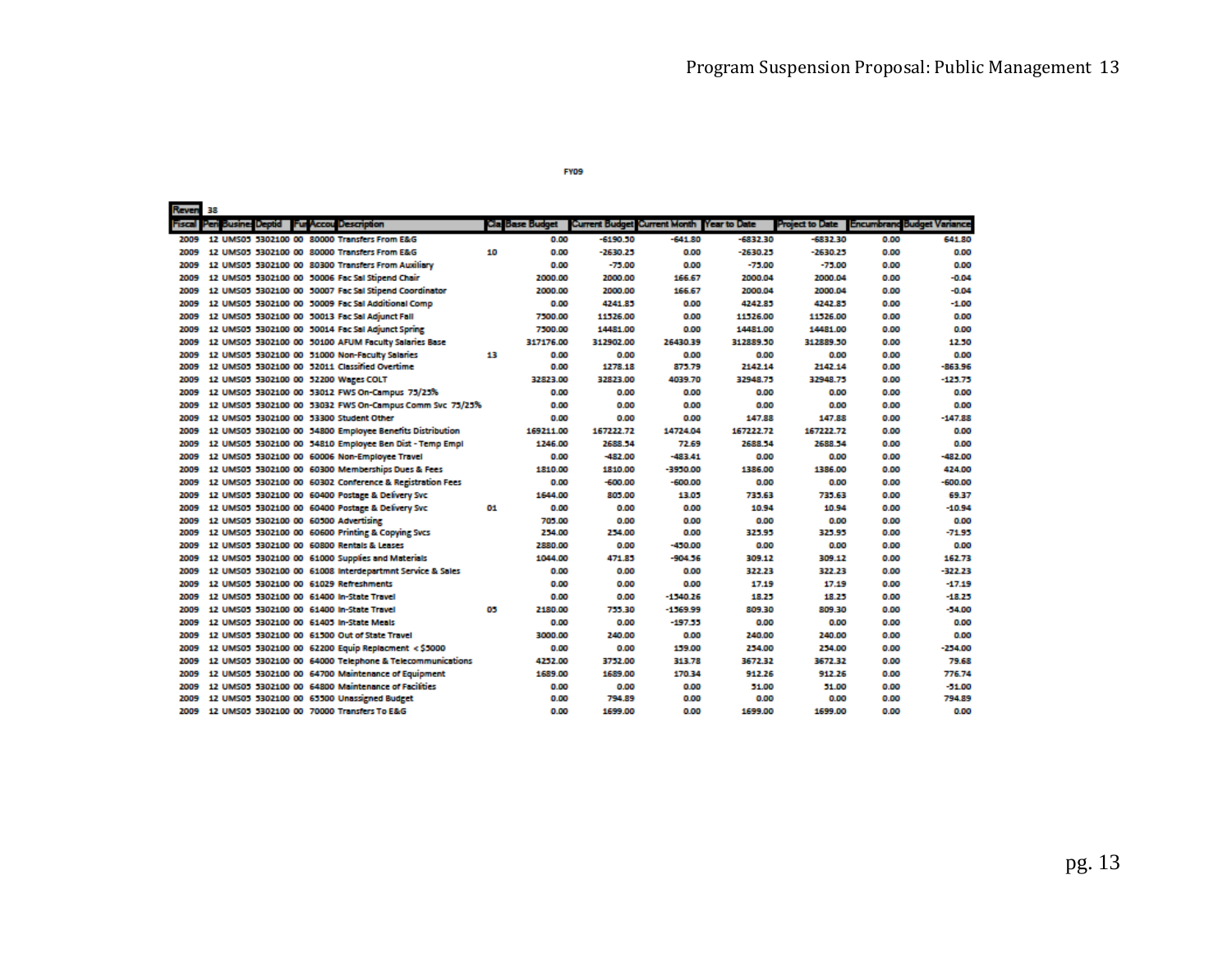FY09

Reven 38

| Fiscal | Peri | Busines | Deptid | Fu | Accou | Description | Cla | Base Budget | Current Budget | Current Month | Year to Date | Project to Date | Encumbranc | Budget Variance |
|---|---|---|---|---|---|---|---|---|---|---|---|---|---|---|
| 2009 | 12 | UMS05 | 5302100 | 00 | 80000 | Transfers From E&G | | 0.00 | -6190.50 | -641.80 | -6832.30 | -6832.30 | 0.00 | 641.80 |
| 2009 | 12 | UMS05 | 5302100 | 00 | 80000 | Transfers From E&G | 10 | 0.00 | -2630.25 | 0.00 | -2630.25 | -2630.25 | 0.00 | 0.00 |
| 2009 | 12 | UMS05 | 5302100 | 00 | 80300 | Transfers From Auxiliary | | 0.00 | -75.00 | 0.00 | -75.00 | -75.00 | 0.00 | 0.00 |
| 2009 | 12 | UMS05 | 5302100 | 00 | 50006 | Fac Sal Stipend Chair | | 2000.00 | 2000.00 | 166.67 | 2000.04 | 2000.04 | 0.00 | -0.04 |
| 2009 | 12 | UMS05 | 5302100 | 00 | 50007 | Fac Sal Stipend Coordinator | | 2000.00 | 2000.00 | 166.67 | 2000.04 | 2000.04 | 0.00 | -0.04 |
| 2009 | 12 | UMS05 | 5302100 | 00 | 50009 | Fac Sal Additional Comp | | 0.00 | 4241.85 | 0.00 | 4242.85 | 4242.85 | 0.00 | -1.00 |
| 2009 | 12 | UMS05 | 5302100 | 00 | 50013 | Fac Sal Adjunct Fall | | 7500.00 | 11526.00 | 0.00 | 11526.00 | 11526.00 | 0.00 | 0.00 |
| 2009 | 12 | UMS05 | 5302100 | 00 | 50014 | Fac Sal Adjunct Spring | | 7500.00 | 14481.00 | 0.00 | 14481.00 | 14481.00 | 0.00 | 0.00 |
| 2009 | 12 | UMS05 | 5302100 | 00 | 50100 | AFUM Faculty Salaries Base | | 317176.00 | 312902.00 | 26430.39 | 312889.50 | 312889.50 | 0.00 | 12.50 |
| 2009 | 12 | UMS05 | 5302100 | 00 | 51000 | Non-Faculty Salaries | 13 | 0.00 | 0.00 | 0.00 | 0.00 | 0.00 | 0.00 | 0.00 |
| 2009 | 12 | UMS05 | 5302100 | 00 | 52011 | Classified Overtime | | 0.00 | 1278.18 | 875.79 | 2142.14 | 2142.14 | 0.00 | -863.96 |
| 2009 | 12 | UMS05 | 5302100 | 00 | 52200 | Wages COLT | | 32823.00 | 32823.00 | 4039.70 | 32948.75 | 32948.75 | 0.00 | -125.75 |
| 2009 | 12 | UMS05 | 5302100 | 00 | 53012 | FWS On-Campus 75/25% | | 0.00 | 0.00 | 0.00 | 0.00 | 0.00 | 0.00 | 0.00 |
| 2009 | 12 | UMS05 | 5302100 | 00 | 53032 | FWS On-Campus Comm Svc 75/25% | | 0.00 | 0.00 | 0.00 | 0.00 | 0.00 | 0.00 | 0.00 |
| 2009 | 12 | UMS05 | 5302100 | 00 | 53300 | Student Other | | 0.00 | 0.00 | 0.00 | 147.88 | 147.88 | 0.00 | -147.88 |
| 2009 | 12 | UMS05 | 5302100 | 00 | 54800 | Employee Benefits Distribution | | 169211.00 | 167222.72 | 14724.04 | 167222.72 | 167222.72 | 0.00 | 0.00 |
| 2009 | 12 | UMS05 | 5302100 | 00 | 54810 | Employee Ben Dist - Temp Empl | | 1246.00 | 2688.54 | 72.69 | 2688.54 | 2688.54 | 0.00 | 0.00 |
| 2009 | 12 | UMS05 | 5302100 | 00 | 60006 | Non-Employee Travel | | 0.00 | -482.00 | -483.41 | 0.00 | 0.00 | 0.00 | -482.00 |
| 2009 | 12 | UMS05 | 5302100 | 00 | 60300 | Memberships Dues & Fees | | 1810.00 | 1810.00 | -3950.00 | 1386.00 | 1386.00 | 0.00 | 424.00 |
| 2009 | 12 | UMS05 | 5302100 | 00 | 60302 | Conference & Registration Fees | | 0.00 | -600.00 | -600.00 | 0.00 | 0.00 | 0.00 | -600.00 |
| 2009 | 12 | UMS05 | 5302100 | 00 | 60400 | Postage & Delivery Svc | | 1644.00 | 805.00 | 13.05 | 735.63 | 735.63 | 0.00 | 69.37 |
| 2009 | 12 | UMS05 | 5302100 | 00 | 60400 | Postage & Delivery Svc | 01 | 0.00 | 0.00 | 0.00 | 10.94 | 10.94 | 0.00 | -10.94 |
| 2009 | 12 | UMS05 | 5302100 | 00 | 60500 | Advertising | | 705.00 | 0.00 | 0.00 | 0.00 | 0.00 | 0.00 | 0.00 |
| 2009 | 12 | UMS05 | 5302100 | 00 | 60600 | Printing & Copying Svcs | | 254.00 | 254.00 | 0.00 | 325.95 | 325.95 | 0.00 | -71.95 |
| 2009 | 12 | UMS05 | 5302100 | 00 | 60800 | Rentals & Leases | | 2880.00 | 0.00 | -450.00 | 0.00 | 0.00 | 0.00 | 0.00 |
| 2009 | 12 | UMS05 | 5302100 | 00 | 61000 | Supplies and Materials | | 1044.00 | 471.85 | -904.56 | 309.12 | 309.12 | 0.00 | 162.73 |
| 2009 | 12 | UMS05 | 5302100 | 00 | 61008 | Interdepartmnt Service & Sales | | 0.00 | 0.00 | 0.00 | 322.23 | 322.23 | 0.00 | -322.23 |
| 2009 | 12 | UMS05 | 5302100 | 00 | 61029 | Refreshments | | 0.00 | 0.00 | 0.00 | 17.19 | 17.19 | 0.00 | -17.19 |
| 2009 | 12 | UMS05 | 5302100 | 00 | 61400 | In-State Travel | | 0.00 | 0.00 | -1540.26 | 18.25 | 18.25 | 0.00 | -18.25 |
| 2009 | 12 | UMS05 | 5302100 | 00 | 61400 | In-State Travel | 05 | 2180.00 | 755.30 | -1569.99 | 809.30 | 809.30 | 0.00 | -54.00 |
| 2009 | 12 | UMS05 | 5302100 | 00 | 61405 | In-State Meals | | 0.00 | 0.00 | -197.55 | 0.00 | 0.00 | 0.00 | 0.00 |
| 2009 | 12 | UMS05 | 5302100 | 00 | 61500 | Out of State Travel | | 3000.00 | 240.00 | 0.00 | 240.00 | 240.00 | 0.00 | 0.00 |
| 2009 | 12 | UMS05 | 5302100 | 00 | 62200 | Equip Replacment < $5000 | | 0.00 | 0.00 | 159.00 | 254.00 | 254.00 | 0.00 | -254.00 |
| 2009 | 12 | UMS05 | 5302100 | 00 | 64000 | Telephone & Telecommunications | | 4252.00 | 3752.00 | 313.78 | 3672.32 | 3672.32 | 0.00 | 79.68 |
| 2009 | 12 | UMS05 | 5302100 | 00 | 64700 | Maintenance of Equipment | | 1689.00 | 1689.00 | 170.34 | 912.26 | 912.26 | 0.00 | 776.74 |
| 2009 | 12 | UMS05 | 5302100 | 00 | 64800 | Maintenance of Facilities | | 0.00 | 0.00 | 0.00 | 51.00 | 51.00 | 0.00 | -51.00 |
| 2009 | 12 | UMS05 | 5302100 | 00 | 65500 | Unassigned Budget | | 0.00 | 794.89 | 0.00 | 0.00 | 0.00 | 0.00 | 794.89 |
| 2009 | 12 | UMS05 | 5302100 | 00 | 70000 | Transfers To E&G | | 0.00 | 1699.00 | 0.00 | 1699.00 | 1699.00 | 0.00 | 0.00 |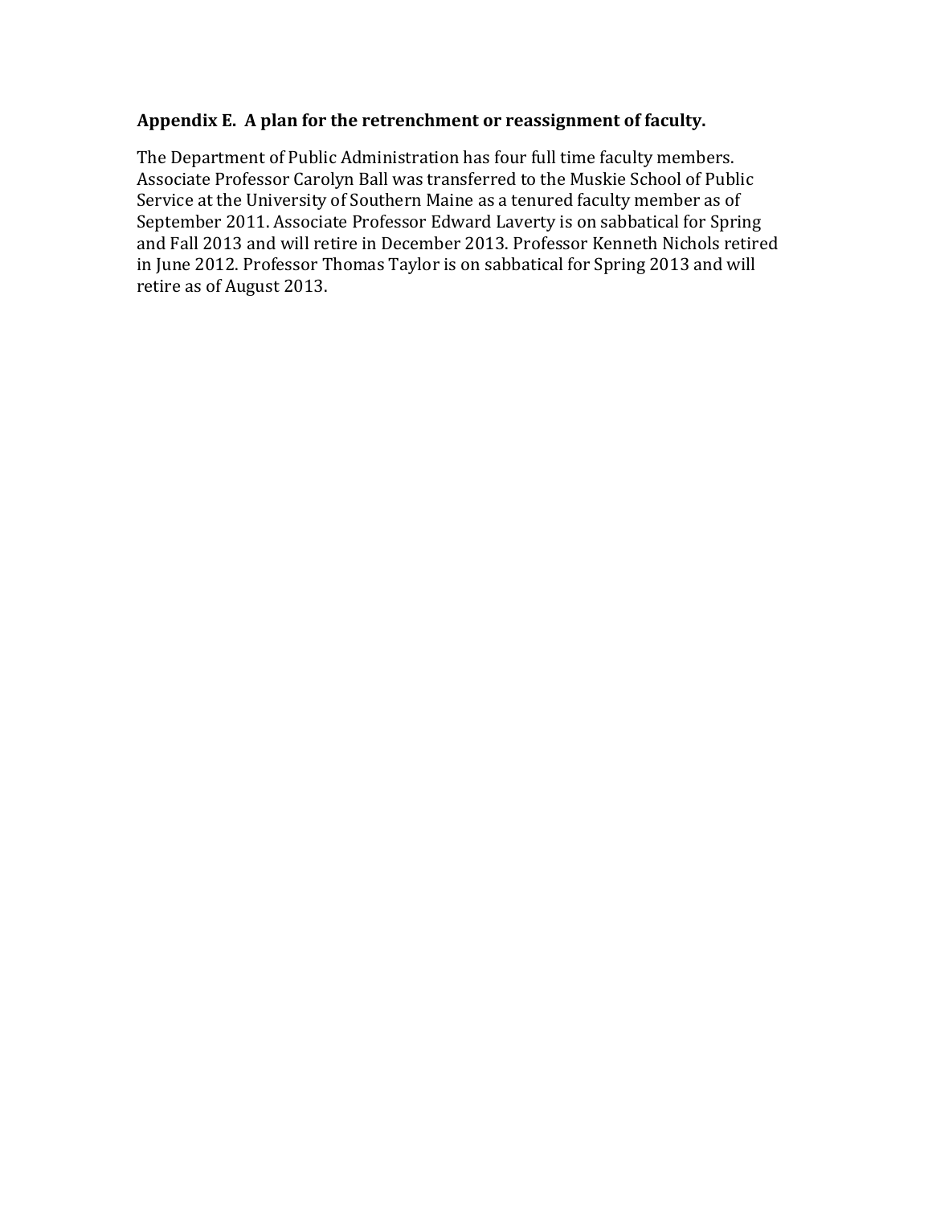**Appendix E. A plan for the retrenchment or reassignment of faculty.**

The Department of Public Administration has four full time faculty members. Associate Professor Carolyn Ball was transferred to the Muskie School of Public Service at the University of Southern Maine as a tenured faculty member as of September 2011. Associate Professor Edward Laverty is on sabbatical for Spring and Fall 2013 and will retire in December 2013. Professor Kenneth Nichols retired in June 2012. Professor Thomas Taylor is on sabbatical for Spring 2013 and will retire as of August 2013.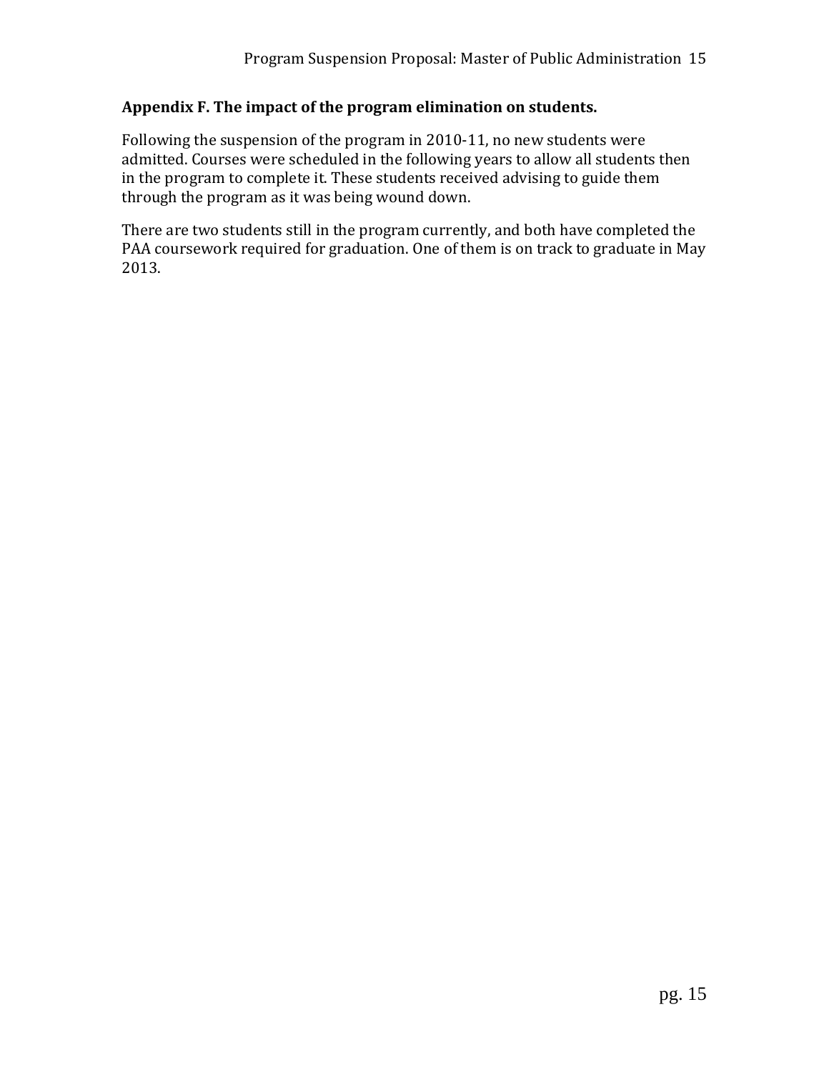## Appendix F. The impact of the program elimination on students.

Following the suspension of the program in 2010-11, no new students were admitted. Courses were scheduled in the following years to allow all students then in the program to complete it. These students received advising to guide them through the program as it was being wound down.

There are two students still in the program currently, and both have completed the PAA coursework required for graduation. One of them is on track to graduate in May 2013.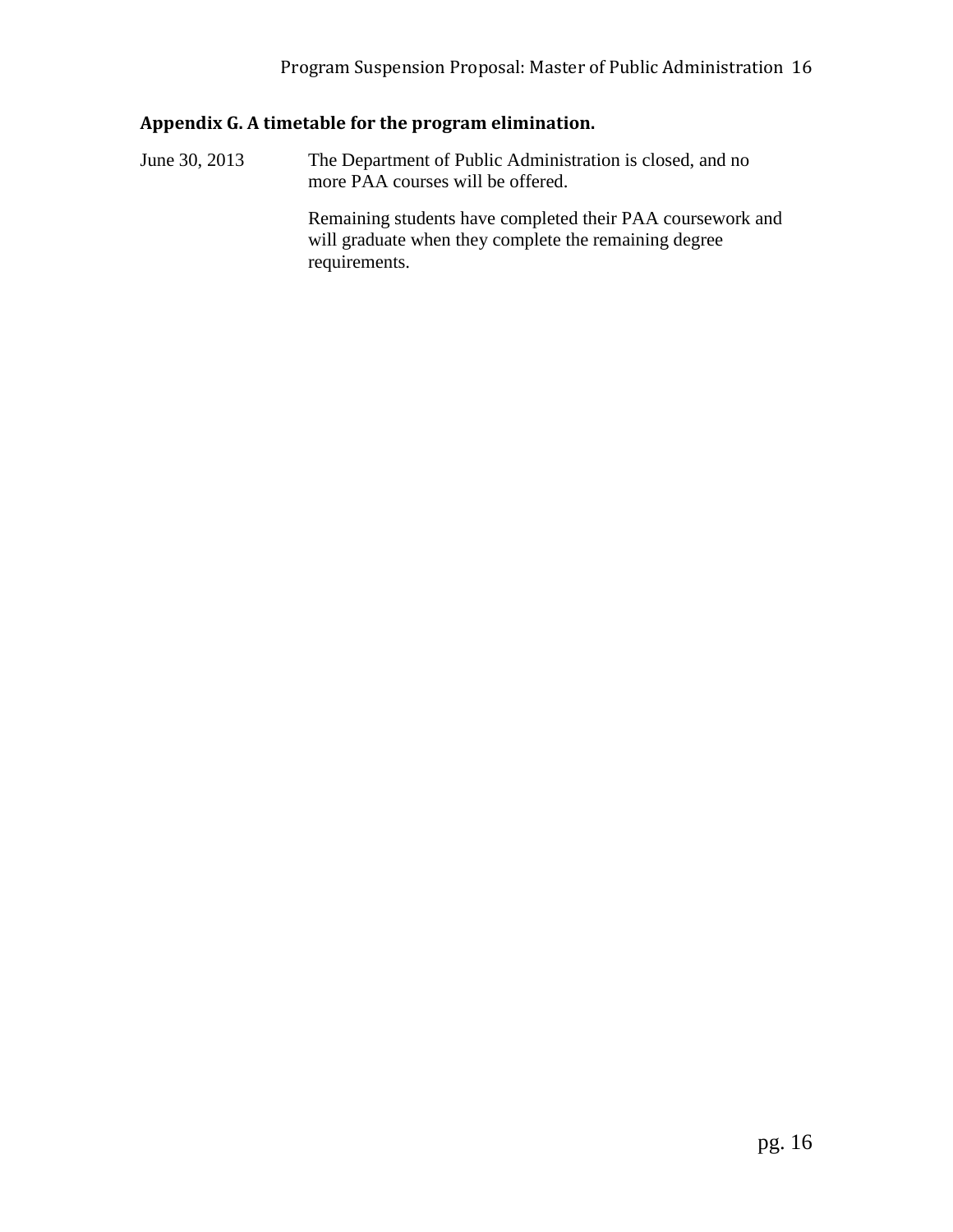## Appendix G. A timetable for the program elimination.

June 30, 2013 The Department of Public Administration is closed, and no more PAA courses will be offered.

Remaining students have completed their PAA coursework and will graduate when they complete the remaining degree requirements.